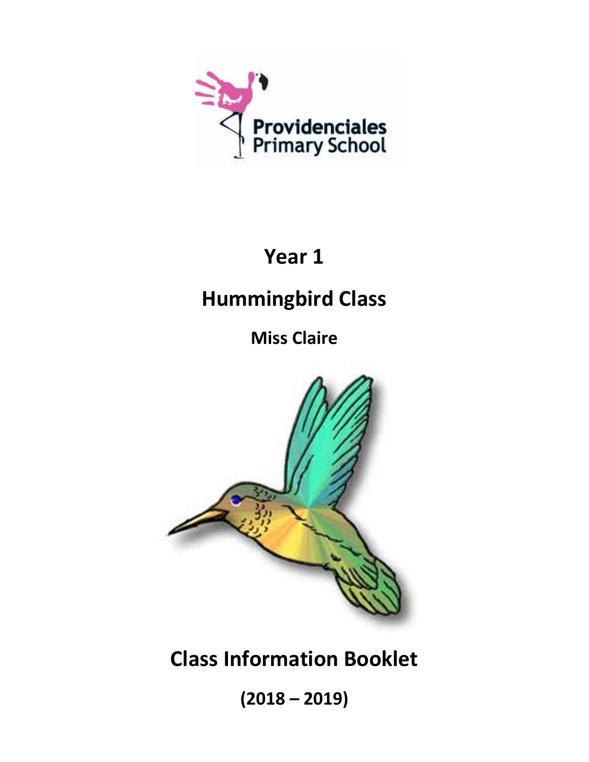Providenciales Primary School

# Year 1

# Hummingbird Class

## Miss Claire

# Class Information Booklet

## (2018 – 2019)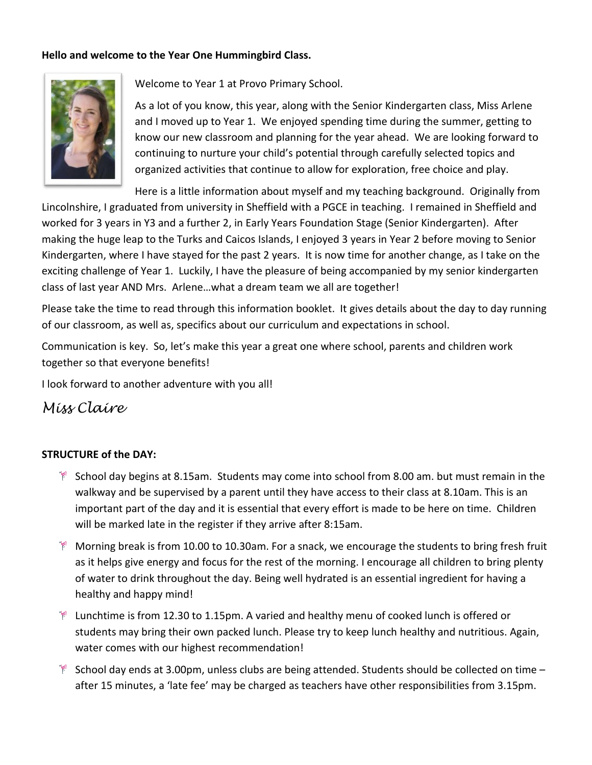**Hello and welcome to the Year One Hummingbird Class.**

Welcome to Year 1 at Provo Primary School.

As a lot of you know, this year, along with the Senior Kindergarten class, Miss Arlene and I moved up to Year 1. We enjoyed spending time during the summer, getting to know our new classroom and planning for the year ahead. We are looking forward to continuing to nurture your child's potential through carefully selected topics and organized activities that continue to allow for exploration, free choice and play.

Here is a little information about myself and my teaching background. Originally from Lincolnshire, I graduated from university in Sheffield with a PGCE in teaching. I remained in Sheffield and worked for 3 years in Y3 and a further 2, in Early Years Foundation Stage (Senior Kindergarten). After making the huge leap to the Turks and Caicos Islands, I enjoyed 3 years in Year 2 before moving to Senior Kindergarten, where I have stayed for the past 2 years. It is now time for another change, as I take on the exciting challenge of Year 1. Luckily, I have the pleasure of being accompanied by my senior kindergarten class of last year AND Mrs. Arlene…what a dream team we all are together!

Please take the time to read through this information booklet. It gives details about the day to day running of our classroom, as well as, specifics about our curriculum and expectations in school.

Communication is key. So, let's make this year a great one where school, parents and children work together so that everyone benefits!

I look forward to another adventure with you all!

*Miss Claire*

**STRUCTURE of the DAY:**

- School day begins at 8.15am. Students may come into school from 8.00 am. but must remain in the walkway and be supervised by a parent until they have access to their class at 8.10am. This is an important part of the day and it is essential that every effort is made to be here on time. Children will be marked late in the register if they arrive after 8:15am.
- Morning break is from 10.00 to 10.30am. For a snack, we encourage the students to bring fresh fruit as it helps give energy and focus for the rest of the morning. I encourage all children to bring plenty of water to drink throughout the day. Being well hydrated is an essential ingredient for having a healthy and happy mind!
- Lunchtime is from 12.30 to 1.15pm. A varied and healthy menu of cooked lunch is offered or students may bring their own packed lunch. Please try to keep lunch healthy and nutritious. Again, water comes with our highest recommendation!
- School day ends at 3.00pm, unless clubs are being attended. Students should be collected on time – after 15 minutes, a 'late fee' may be charged as teachers have other responsibilities from 3.15pm.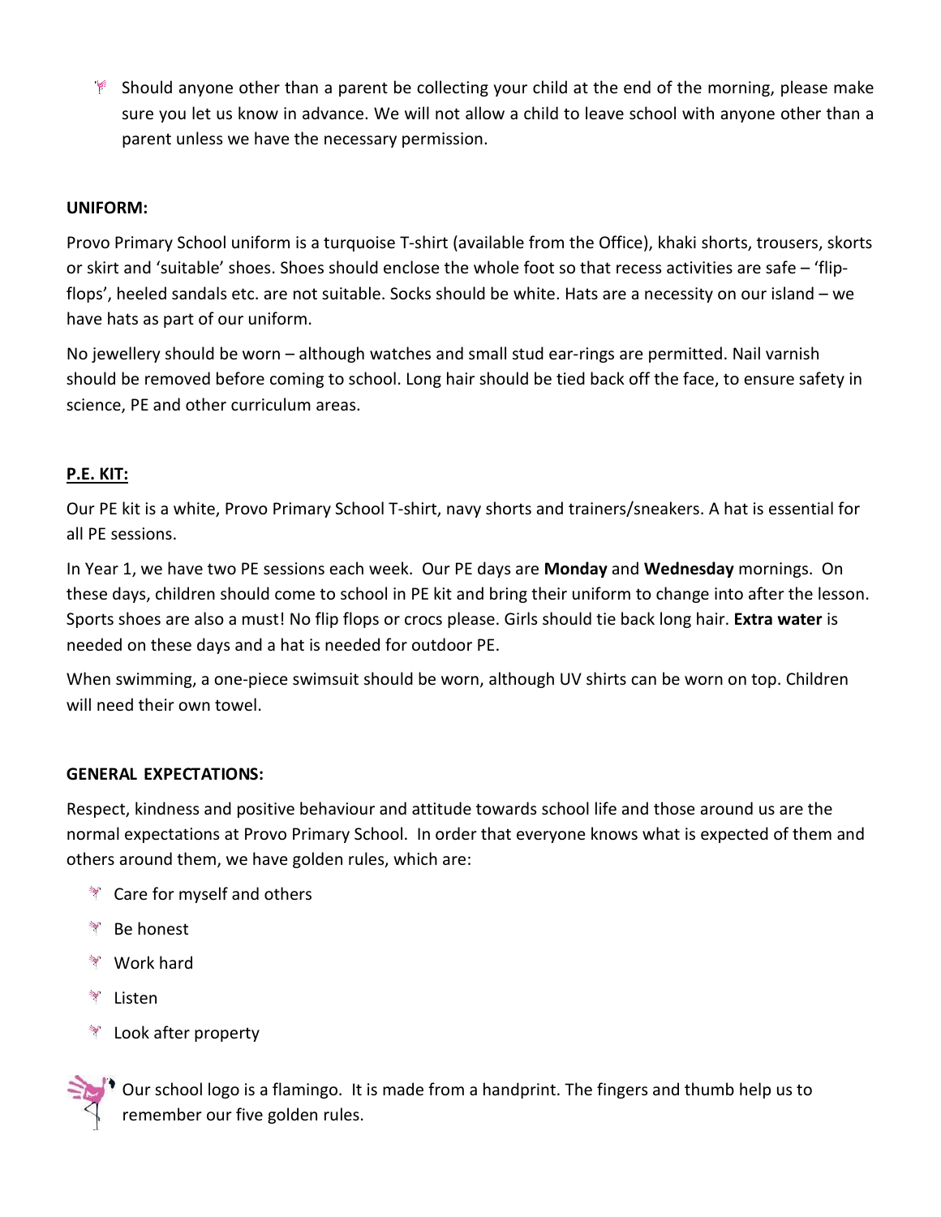- Should anyone other than a parent be collecting your child at the end of the morning, please make sure you let us know in advance. We will not allow a child to leave school with anyone other than a parent unless we have the necessary permission.

**UNIFORM:**

Provo Primary School uniform is a turquoise T-shirt (available from the Office), khaki shorts, trousers, skorts or skirt and 'suitable' shoes. Shoes should enclose the whole foot so that recess activities are safe – 'flip-flops', heeled sandals etc. are not suitable. Socks should be white. Hats are a necessity on our island – we have hats as part of our uniform.

No jewellery should be worn – although watches and small stud ear-rings are permitted. Nail varnish should be removed before coming to school. Long hair should be tied back off the face, to ensure safety in science, PE and other curriculum areas.

**P.E. KIT:**

Our PE kit is a white, Provo Primary School T-shirt, navy shorts and trainers/sneakers. A hat is essential for all PE sessions.

In Year 1, we have two PE sessions each week. Our PE days are **Monday** and **Wednesday** mornings. On these days, children should come to school in PE kit and bring their uniform to change into after the lesson. Sports shoes are also a must! No flip flops or crocs please. Girls should tie back long hair. **Extra water** is needed on these days and a hat is needed for outdoor PE.

When swimming, a one-piece swimsuit should be worn, although UV shirts can be worn on top. Children will need their own towel.

**GENERAL EXPECTATIONS:**

Respect, kindness and positive behaviour and attitude towards school life and those around us are the normal expectations at Provo Primary School. In order that everyone knows what is expected of them and others around them, we have golden rules, which are:

- Care for myself and others
- Be honest
- Work hard
- Listen
- Look after property

Our school logo is a flamingo. It is made from a handprint. The fingers and thumb help us to remember our five golden rules.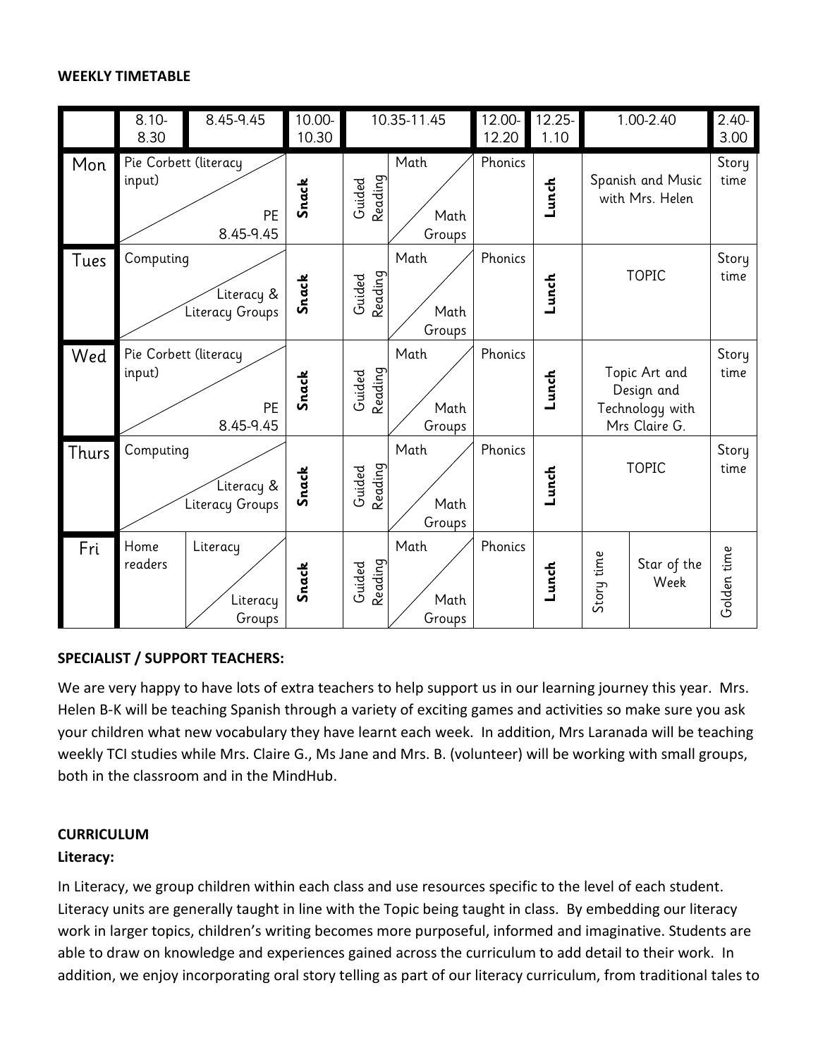**WEEKLY TIMETABLE**

| | 8.10-8.30 | 8.45-9.45 | 10.00-10.30 | 10.35-11.45 | | 12.00-12.20 | 12.25-1.10 | 1.00-2.40 | | 2.40-3.00 |
|---|---|---|---|---|---|---|---|---|---|---|
| Mon | Pie Corbett (literacy input) / PE 8.45-9.45 | | **Snack** | Guided Reading | Math / Math Groups | Phonics | **Lunch** | Spanish and Music with Mrs. Helen | | Story time |
| Tues | Computing / Literacy & Literacy Groups | | **Snack** | Guided Reading | Math / Math Groups | Phonics | **Lunch** | TOPIC | | Story time |
| Wed | Pie Corbett (literacy input) / PE 8.45-9.45 | | **Snack** | Guided Reading | Math / Math Groups | Phonics | **Lunch** | Topic Art and Design and Technology with Mrs Claire G. | | Story time |
| Thurs | Computing / Literacy & Literacy Groups | | **Snack** | Guided Reading | Math / Math Groups | Phonics | **Lunch** | TOPIC | | Story time |
| Fri | Home readers | Literacy / Literacy Groups | **Snack** | Guided Reading | Math / Math Groups | Phonics | **Lunch** | Story time | Star of the Week | Golden time |

**SPECIALIST / SUPPORT TEACHERS:**

We are very happy to have lots of extra teachers to help support us in our learning journey this year. Mrs. Helen B-K will be teaching Spanish through a variety of exciting games and activities so make sure you ask your children what new vocabulary they have learnt each week. In addition, Mrs Laranada will be teaching weekly TCI studies while Mrs. Claire G., Ms Jane and Mrs. B. (volunteer) will be working with small groups, both in the classroom and in the MindHub.

**CURRICULUM**

**Literacy:**

In Literacy, we group children within each class and use resources specific to the level of each student. Literacy units are generally taught in line with the Topic being taught in class. By embedding our literacy work in larger topics, children's writing becomes more purposeful, informed and imaginative. Students are able to draw on knowledge and experiences gained across the curriculum to add detail to their work. In addition, we enjoy incorporating oral story telling as part of our literacy curriculum, from traditional tales to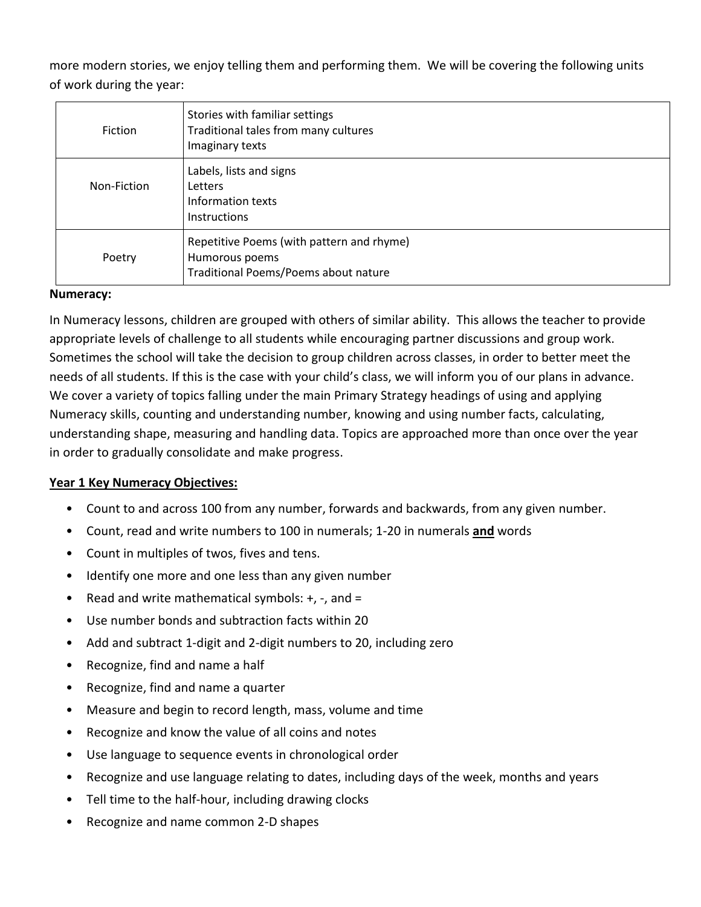more modern stories, we enjoy telling them and performing them. We will be covering the following units of work during the year:

| | |
|---|---|
| Fiction | Stories with familiar settings<br>Traditional tales from many cultures<br>Imaginary texts |
| Non-Fiction | Labels, lists and signs<br>Letters<br>Information texts<br>Instructions |
| Poetry | Repetitive Poems (with pattern and rhyme)<br>Humorous poems<br>Traditional Poems/Poems about nature |

**Numeracy:**

In Numeracy lessons, children are grouped with others of similar ability. This allows the teacher to provide appropriate levels of challenge to all students while encouraging partner discussions and group work. Sometimes the school will take the decision to group children across classes, in order to better meet the needs of all students. If this is the case with your child's class, we will inform you of our plans in advance. We cover a variety of topics falling under the main Primary Strategy headings of using and applying Numeracy skills, counting and understanding number, knowing and using number facts, calculating, understanding shape, measuring and handling data. Topics are approached more than once over the year in order to gradually consolidate and make progress.

**Year 1 Key Numeracy Objectives:**

- Count to and across 100 from any number, forwards and backwards, from any given number.
- Count, read and write numbers to 100 in numerals; 1-20 in numerals **and** words
- Count in multiples of twos, fives and tens.
- Identify one more and one less than any given number
- Read and write mathematical symbols: +, -, and =
- Use number bonds and subtraction facts within 20
- Add and subtract 1-digit and 2-digit numbers to 20, including zero
- Recognize, find and name a half
- Recognize, find and name a quarter
- Measure and begin to record length, mass, volume and time
- Recognize and know the value of all coins and notes
- Use language to sequence events in chronological order
- Recognize and use language relating to dates, including days of the week, months and years
- Tell time to the half-hour, including drawing clocks
- Recognize and name common 2-D shapes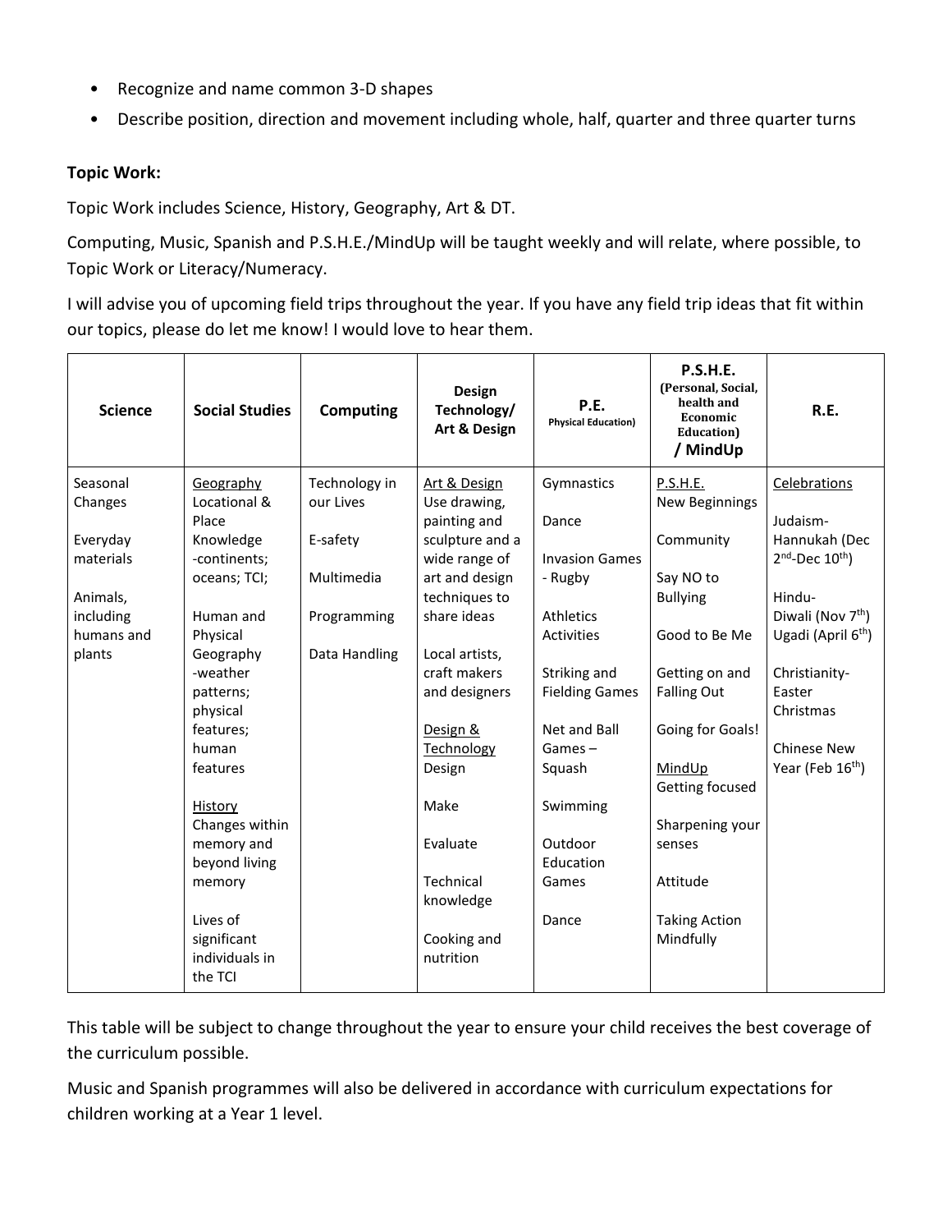- Recognize and name common 3-D shapes
- Describe position, direction and movement including whole, half, quarter and three quarter turns

**Topic Work:**

Topic Work includes Science, History, Geography, Art & DT.

Computing, Music, Spanish and P.S.H.E./MindUp will be taught weekly and will relate, where possible, to Topic Work or Literacy/Numeracy.

I will advise you of upcoming field trips throughout the year. If you have any field trip ideas that fit within our topics, please do let me know! I would love to hear them.

| **Science** | **Social Studies** | **Computing** | **Design Technology/ Art & Design** | **P.E.** (Physical Education) | **P.S.H.E.** (Personal, Social, health and Economic Education) **/ MindUp** | **R.E.** |
|---|---|---|---|---|---|---|
| Seasonal Changes<br><br>Everyday materials<br><br>Animals, including humans and plants | Geography<br>Locational & Place Knowledge -continents; oceans; TCI;<br><br>Human and Physical Geography -weather patterns; physical features; human features<br><br>History<br>Changes within memory and beyond living memory<br><br>Lives of significant individuals in the TCI | Technology in our Lives<br><br>E-safety<br><br>Multimedia<br><br>Programming<br><br>Data Handling | Art & Design<br>Use drawing, painting and sculpture and a wide range of art and design techniques to share ideas<br><br>Local artists, craft makers and designers<br><br>Design & Technology<br>Design<br><br>Make<br><br>Evaluate<br><br>Technical knowledge<br><br>Cooking and nutrition | Gymnastics<br><br>Dance<br><br>Invasion Games - Rugby<br><br>Athletics Activities<br><br>Striking and Fielding Games<br><br>Net and Ball Games – Squash<br><br>Swimming<br><br>Outdoor Education Games<br><br>Dance | P.S.H.E.<br>New Beginnings<br><br>Community<br><br>Say NO to Bullying<br><br>Good to Be Me<br><br>Getting on and Falling Out<br><br>Going for Goals!<br><br>MindUp<br>Getting focused<br><br>Sharpening your senses<br><br>Attitude<br><br>Taking Action Mindfully | Celebrations<br><br>Judaism- Hannukah (Dec 2nd-Dec 10th)<br><br>Hindu- Diwali (Nov 7th) Ugadi (April 6th)<br><br>Christianity- Easter Christmas<br><br>Chinese New Year (Feb 16th) |

This table will be subject to change throughout the year to ensure your child receives the best coverage of the curriculum possible.

Music and Spanish programmes will also be delivered in accordance with curriculum expectations for children working at a Year 1 level.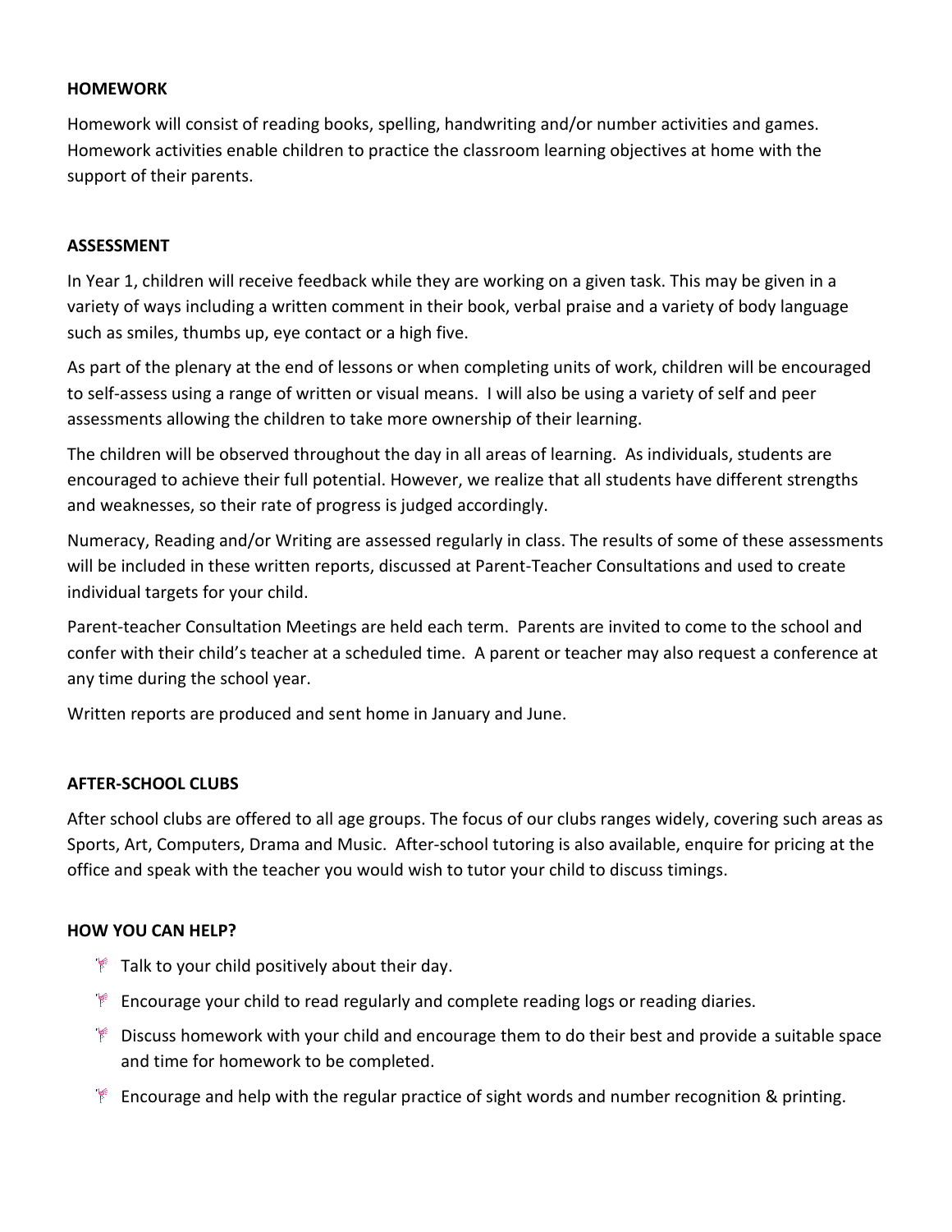**HOMEWORK**

Homework will consist of reading books, spelling, handwriting and/or number activities and games. Homework activities enable children to practice the classroom learning objectives at home with the support of their parents.

**ASSESSMENT**

In Year 1, children will receive feedback while they are working on a given task. This may be given in a variety of ways including a written comment in their book, verbal praise and a variety of body language such as smiles, thumbs up, eye contact or a high five.

As part of the plenary at the end of lessons or when completing units of work, children will be encouraged to self-assess using a range of written or visual means. I will also be using a variety of self and peer assessments allowing the children to take more ownership of their learning.

The children will be observed throughout the day in all areas of learning. As individuals, students are encouraged to achieve their full potential. However, we realize that all students have different strengths and weaknesses, so their rate of progress is judged accordingly.

Numeracy, Reading and/or Writing are assessed regularly in class. The results of some of these assessments will be included in these written reports, discussed at Parent-Teacher Consultations and used to create individual targets for your child.

Parent-teacher Consultation Meetings are held each term. Parents are invited to come to the school and confer with their child's teacher at a scheduled time. A parent or teacher may also request a conference at any time during the school year.

Written reports are produced and sent home in January and June.

**AFTER-SCHOOL CLUBS**

After school clubs are offered to all age groups. The focus of our clubs ranges widely, covering such areas as Sports, Art, Computers, Drama and Music. After-school tutoring is also available, enquire for pricing at the office and speak with the teacher you would wish to tutor your child to discuss timings.

**HOW YOU CAN HELP?**

- Talk to your child positively about their day.
- Encourage your child to read regularly and complete reading logs or reading diaries.
- Discuss homework with your child and encourage them to do their best and provide a suitable space and time for homework to be completed.
- Encourage and help with the regular practice of sight words and number recognition & printing.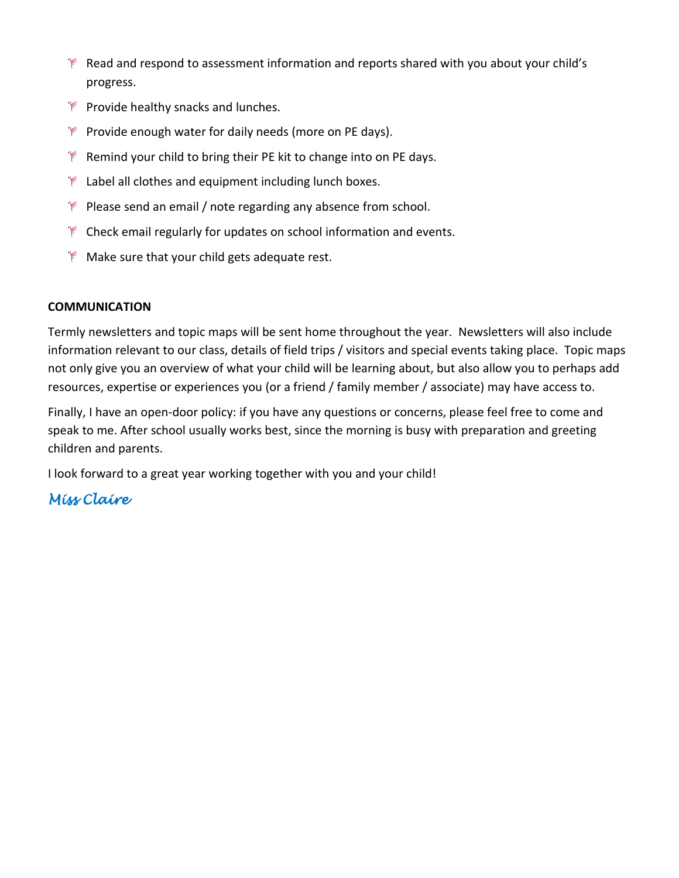- Read and respond to assessment information and reports shared with you about your child's progress.
- Provide healthy snacks and lunches.
- Provide enough water for daily needs (more on PE days).
- Remind your child to bring their PE kit to change into on PE days.
- Label all clothes and equipment including lunch boxes.
- Please send an email / note regarding any absence from school.
- Check email regularly for updates on school information and events.
- Make sure that your child gets adequate rest.

**COMMUNICATION**

Termly newsletters and topic maps will be sent home throughout the year. Newsletters will also include information relevant to our class, details of field trips / visitors and special events taking place. Topic maps not only give you an overview of what your child will be learning about, but also allow you to perhaps add resources, expertise or experiences you (or a friend / family member / associate) may have access to.

Finally, I have an open-door policy: if you have any questions or concerns, please feel free to come and speak to me. After school usually works best, since the morning is busy with preparation and greeting children and parents.

I look forward to a great year working together with you and your child!

*Miss Claire*